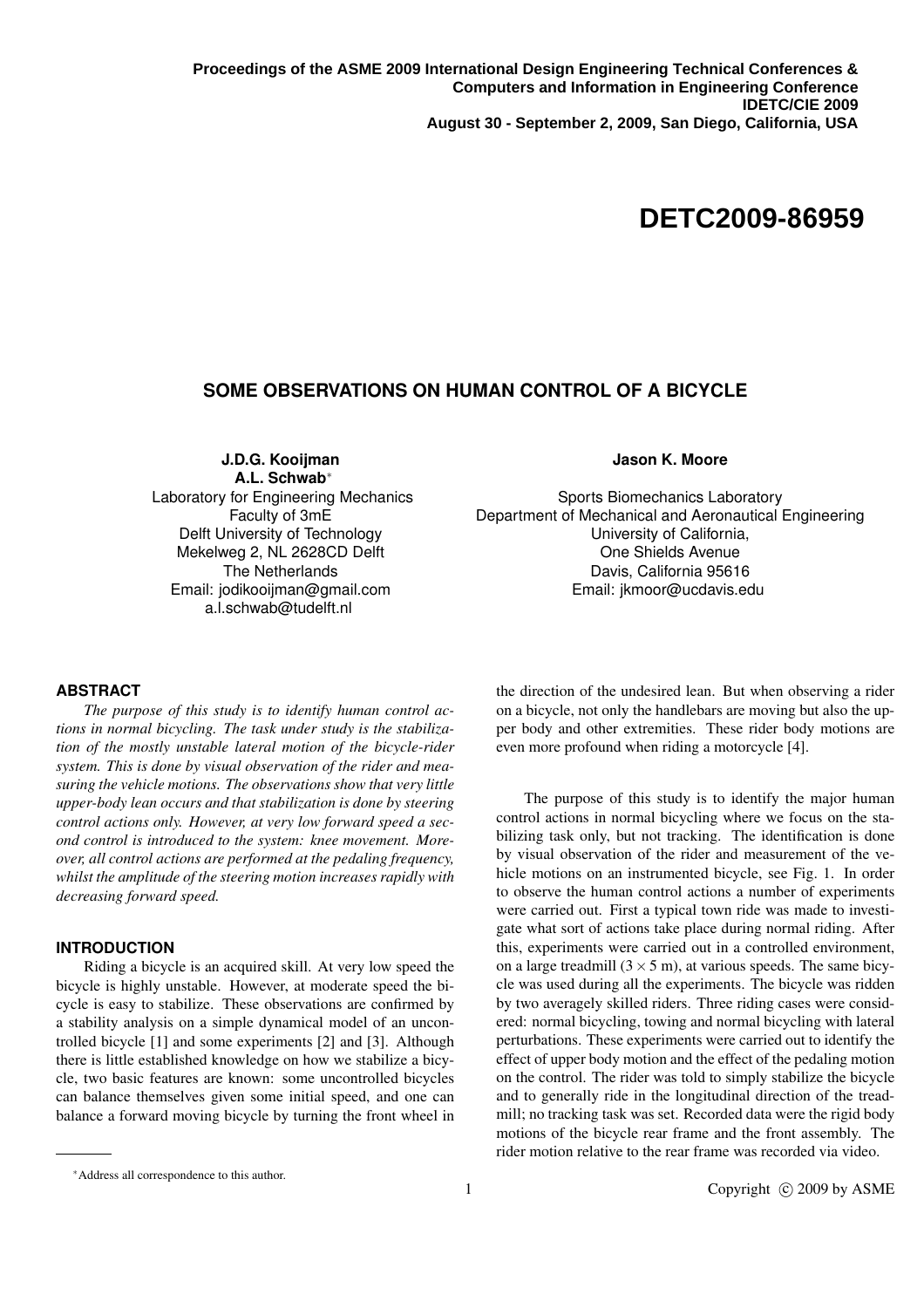Proceedings of the ASME 2009 International Design Engineering Technical Conferences & Computers and Information in Engineering Conference
IDETC/CIE 2009
August 30 - September 2, 2009, San Diego, California, USA

# DETC2009-86959

## SOME OBSERVATIONS ON HUMAN CONTROL OF A BICYCLE

**J.D.G. Kooijman**
**A.L. Schwab***
Laboratory for Engineering Mechanics
Faculty of 3mE
Delft University of Technology
Mekelweg 2, NL 2628CD Delft
The Netherlands
Email: jodikooijman@gmail.com
a.l.schwab@tudelft.nl

**Jason K. Moore**
Sports Biomechanics Laboratory
Department of Mechanical and Aeronautical Engineering
University of California,
One Shields Avenue
Davis, California 95616
Email: jkmoor@ucdavis.edu

### ABSTRACT

*The purpose of this study is to identify human control actions in normal bicycling. The task under study is the stabilization of the mostly unstable lateral motion of the bicycle-rider system. This is done by visual observation of the rider and measuring the vehicle motions. The observations show that very little upper-body lean occurs and that stabilization is done by steering control actions only. However, at very low forward speed a second control is introduced to the system: knee movement. Moreover, all control actions are performed at the pedaling frequency, whilst the amplitude of the steering motion increases rapidly with decreasing forward speed.*

### INTRODUCTION

Riding a bicycle is an acquired skill. At very low speed the bicycle is highly unstable. However, at moderate speed the bicycle is easy to stabilize. These observations are confirmed by a stability analysis on a simple dynamical model of an uncontrolled bicycle [1] and some experiments [2] and [3]. Although there is little established knowledge on how we stabilize a bicycle, two basic features are known: some uncontrolled bicycles can balance themselves given some initial speed, and one can balance a forward moving bicycle by turning the front wheel in the direction of the undesired lean. But when observing a rider on a bicycle, not only the handlebars are moving but also the upper body and other extremities. These rider body motions are even more profound when riding a motorcycle [4].

The purpose of this study is to identify the major human control actions in normal bicycling where we focus on the stabilizing task only, but not tracking. The identification is done by visual observation of the rider and measurement of the vehicle motions on an instrumented bicycle, see Fig. 1. In order to observe the human control actions a number of experiments were carried out. First a typical town ride was made to investigate what sort of actions take place during normal riding. After this, experiments were carried out in a controlled environment, on a large treadmill ($3 \times 5$ m), at various speeds. The same bicycle was used during all the experiments. The bicycle was ridden by two averagely skilled riders. Three riding cases were considered: normal bicycling, towing and normal bicycling with lateral perturbations. These experiments were carried out to identify the effect of upper body motion and the effect of the pedaling motion on the control. The rider was told to simply stabilize the bicycle and to generally ride in the longitudinal direction of the treadmill; no tracking task was set. Recorded data were the rigid body motions of the bicycle rear frame and the front assembly. The rider motion relative to the rear frame was recorded via video.

*Address all correspondence to this author.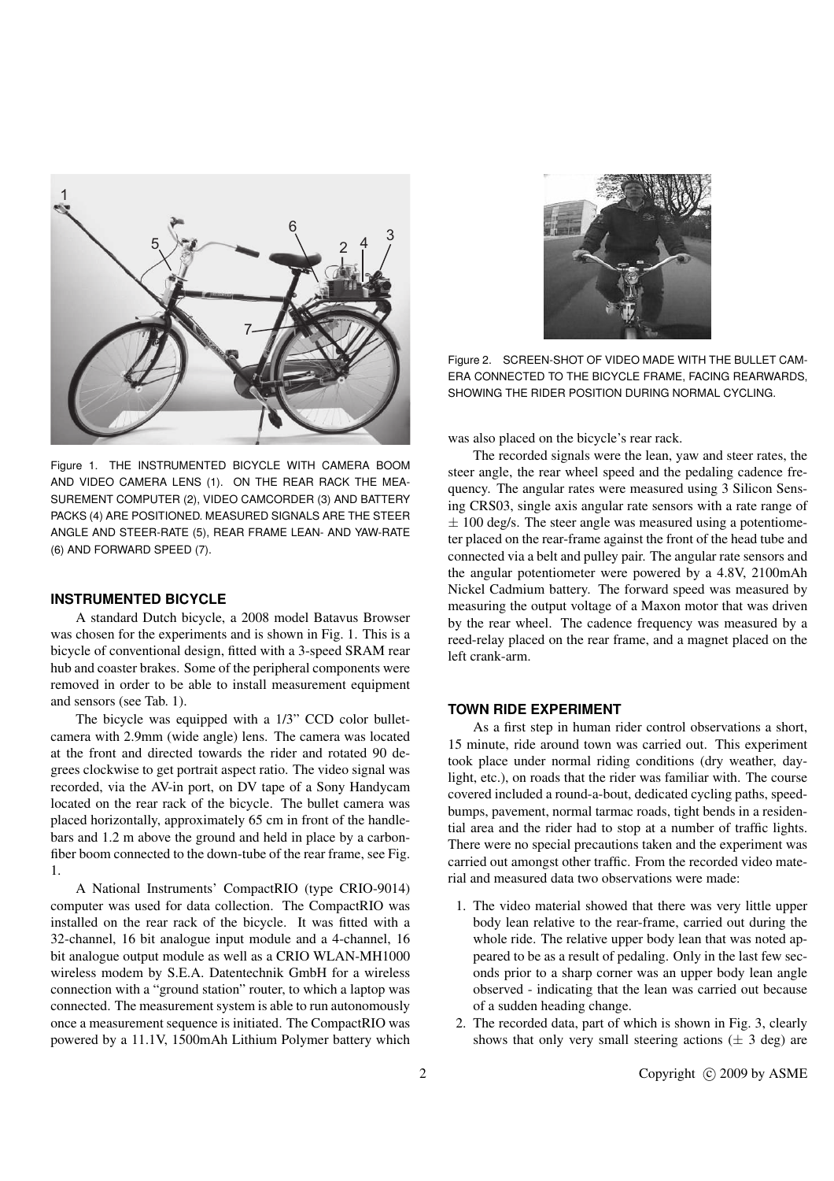Figure 1. THE INSTRUMENTED BICYCLE WITH CAMERA BOOM AND VIDEO CAMERA LENS (1). ON THE REAR RACK THE MEASUREMENT COMPUTER (2), VIDEO CAMCORDER (3) AND BATTERY PACKS (4) ARE POSITIONED. MEASURED SIGNALS ARE THE STEER ANGLE AND STEER-RATE (5), REAR FRAME LEAN- AND YAW-RATE (6) AND FORWARD SPEED (7).

## INSTRUMENTED BICYCLE

A standard Dutch bicycle, a 2008 model Batavus Browser was chosen for the experiments and is shown in Fig. 1. This is a bicycle of conventional design, fitted with a 3-speed SRAM rear hub and coaster brakes. Some of the peripheral components were removed in order to be able to install measurement equipment and sensors (see Tab. 1).

The bicycle was equipped with a 1/3" CCD color bullet-camera with 2.9mm (wide angle) lens. The camera was located at the front and directed towards the rider and rotated 90 degrees clockwise to get portrait aspect ratio. The video signal was recorded, via the AV-in port, on DV tape of a Sony Handycam located on the rear rack of the bicycle. The bullet camera was placed horizontally, approximately 65 cm in front of the handlebars and 1.2 m above the ground and held in place by a carbon-fiber boom connected to the down-tube of the rear frame, see Fig. 1.

A National Instruments' CompactRIO (type CRIO-9014) computer was used for data collection. The CompactRIO was installed on the rear rack of the bicycle. It was fitted with a 32-channel, 16 bit analogue input module and a 4-channel, 16 bit analogue output module as well as a CRIO WLAN-MH1000 wireless modem by S.E.A. Datentechnik GmbH for a wireless connection with a "ground station" router, to which a laptop was connected. The measurement system is able to run autonomously once a measurement sequence is initiated. The CompactRIO was powered by a 11.1V, 1500mAh Lithium Polymer battery which was also placed on the bicycle's rear rack.

Figure 2. SCREEN-SHOT OF VIDEO MADE WITH THE BULLET CAMERA CONNECTED TO THE BICYCLE FRAME, FACING REARWARDS, SHOWING THE RIDER POSITION DURING NORMAL CYCLING.

The recorded signals were the lean, yaw and steer rates, the steer angle, the rear wheel speed and the pedaling cadence frequency. The angular rates were measured using 3 Silicon Sensing CRS03, single axis angular rate sensors with a rate range of $\pm$ 100 deg/s. The steer angle was measured using a potentiometer placed on the rear-frame against the front of the head tube and connected via a belt and pulley pair. The angular rate sensors and the angular potentiometer were powered by a 4.8V, 2100mAh Nickel Cadmium battery. The forward speed was measured by measuring the output voltage of a Maxon motor that was driven by the rear wheel. The cadence frequency was measured by a reed-relay placed on the rear frame, and a magnet placed on the left crank-arm.

## TOWN RIDE EXPERIMENT

As a first step in human rider control observations a short, 15 minute, ride around town was carried out. This experiment took place under normal riding conditions (dry weather, daylight, etc.), on roads that the rider was familiar with. The course covered included a round-a-bout, dedicated cycling paths, speed-bumps, pavement, normal tarmac roads, tight bends in a residential area and the rider had to stop at a number of traffic lights. There were no special precautions taken and the experiment was carried out amongst other traffic. From the recorded video material and measured data two observations were made:

1. The video material showed that there was very little upper body lean relative to the rear-frame, carried out during the whole ride. The relative upper body lean that was noted appeared to be as a result of pedaling. Only in the last few seconds prior to a sharp corner was an upper body lean angle observed - indicating that the lean was carried out because of a sudden heading change.
2. The recorded data, part of which is shown in Fig. 3, clearly shows that only very small steering actions ($\pm$ 3 deg) are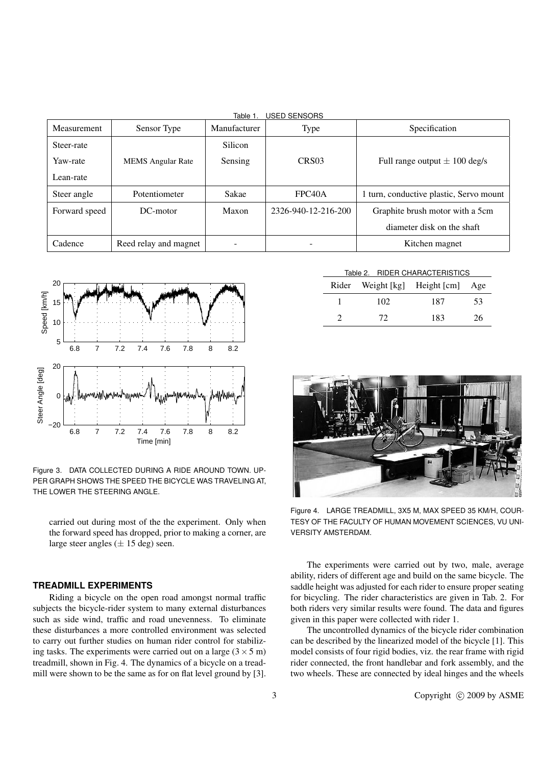Table 1. USED SENSORS

| Measurement | Sensor Type | Manufacturer | Type | Specification |
|---|---|---|---|---|
| Steer-rate<br>Yaw-rate<br>Lean-rate | MEMS Angular Rate | Silicon Sensing | CRS03 | Full range output ± 100 deg/s |
| Steer angle | Potentiometer | Sakae | FPC40A | 1 turn, conductive plastic, Servo mount |
| Forward speed | DC-motor | Maxon | 2326-940-12-216-200 | Graphite brush motor with a 5cm diameter disk on the shaft |
| Cadence | Reed relay and magnet | - | - | Kitchen magnet |

Figure 3. DATA COLLECTED DURING A RIDE AROUND TOWN. UPPER GRAPH SHOWS THE SPEED THE BICYCLE WAS TRAVELING AT, THE LOWER THE STEERING ANGLE.

carried out during most of the the experiment. Only when the forward speed has dropped, prior to making a corner, are large steer angles (± 15 deg) seen.

### TREADMILL EXPERIMENTS

Riding a bicycle on the open road amongst normal traffic subjects the bicycle-rider system to many external disturbances such as side wind, traffic and road unevenness. To eliminate these disturbances a more controlled environment was selected to carry out further studies on human rider control for stabilizing tasks. The experiments were carried out on a large ($3 \times 5$ m) treadmill, shown in Fig. 4. The dynamics of a bicycle on a treadmill were shown to be the same as for on flat level ground by [3].

Table 2. RIDER CHARACTERISTICS

| Rider | Weight [kg] | Height [cm] | Age |
|---|---|---|---|
| 1 | 102 | 187 | 53 |
| 2 | 72 | 183 | 26 |

Figure 4. LARGE TREADMILL, 3X5 M, MAX SPEED 35 KM/H, COURTESY OF THE FACULTY OF HUMAN MOVEMENT SCIENCES, VU UNIVERSITY AMSTERDAM.

The experiments were carried out by two, male, average ability, riders of different age and build on the same bicycle. The saddle height was adjusted for each rider to ensure proper seating for bicycling. The rider characteristics are given in Tab. 2. For both riders very similar results were found. The data and figures given in this paper were collected with rider 1.

The uncontrolled dynamics of the bicycle rider combination can be described by the linearized model of the bicycle [1]. This model consists of four rigid bodies, viz. the rear frame with rigid rider connected, the front handlebar and fork assembly, and the two wheels. These are connected by ideal hinges and the wheels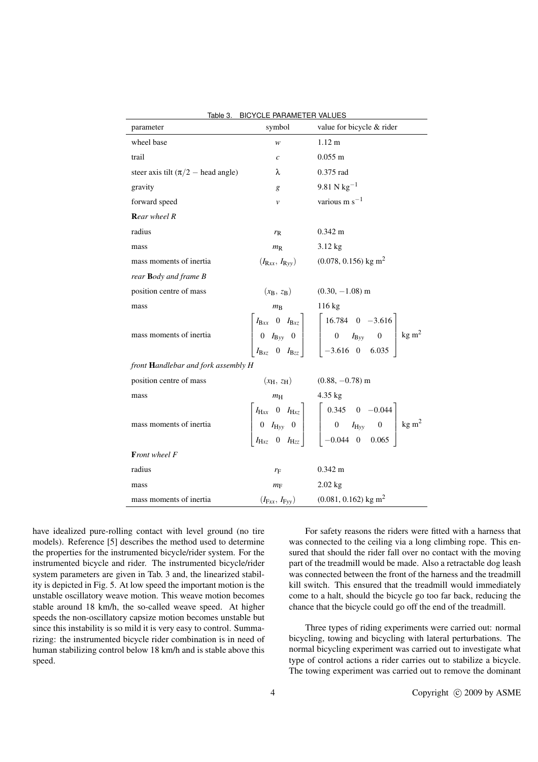Table 3. BICYCLE PARAMETER VALUES

| parameter | symbol | value for bicycle & rider |
|---|---|---|
| wheel base | $w$ | 1.12 m |
| trail | $c$ | 0.055 m |
| steer axis tilt ($\pi/2$ − head angle) | $\lambda$ | 0.375 rad |
| gravity | $g$ | 9.81 N kg$^{-1}$ |
| forward speed | $v$ | various m s$^{-1}$ |
| ***R**ear wheel R* | | |
| radius | $r_\mathrm{R}$ | 0.342 m |
| mass | $m_\mathrm{R}$ | 3.12 kg |
| mass moments of inertia | $(I_{\mathrm{R}xx}, I_{\mathrm{R}yy})$ | (0.078, 0.156) kg m$^2$ |
| *rear **B**ody and frame B* | | |
| position centre of mass | $(x_\mathrm{B}, z_\mathrm{B})$ | (0.30, −1.08) m |
| mass | $m_\mathrm{B}$ | 116 kg |
| mass moments of inertia | $\begin{bmatrix} I_{\mathrm{B}xx} & 0 & I_{\mathrm{B}xz} \\ 0 & I_{\mathrm{B}yy} & 0 \\ I_{\mathrm{B}xz} & 0 & I_{\mathrm{B}zz} \end{bmatrix}$ | $\begin{bmatrix} 16.784 & 0 & -3.616 \\ 0 & I_{\mathrm{B}yy} & 0 \\ -3.616 & 0 & 6.035 \end{bmatrix}$ kg m$^2$ |
| *front **H**andlebar and fork assembly H* | | |
| position centre of mass | $(x_\mathrm{H}, z_\mathrm{H})$ | (0.88, −0.78) m |
| mass | $m_\mathrm{H}$ | 4.35 kg |
| mass moments of inertia | $\begin{bmatrix} I_{\mathrm{H}xx} & 0 & I_{\mathrm{H}xz} \\ 0 & I_{\mathrm{H}yy} & 0 \\ I_{\mathrm{H}xz} & 0 & I_{\mathrm{H}zz} \end{bmatrix}$ | $\begin{bmatrix} 0.345 & 0 & -0.044 \\ 0 & I_{\mathrm{H}yy} & 0 \\ -0.044 & 0 & 0.065 \end{bmatrix}$ kg m$^2$ |
| ***F**ront wheel F* | | |
| radius | $r_\mathrm{F}$ | 0.342 m |
| mass | $m_\mathrm{F}$ | 2.02 kg |
| mass moments of inertia | $(I_{\mathrm{F}xx}, I_{\mathrm{F}yy})$ | (0.081, 0.162) kg m$^2$ |

have idealized pure-rolling contact with level ground (no tire models). Reference [5] describes the method used to determine the properties for the instrumented bicycle/rider system. For the instrumented bicycle and rider. The instrumented bicycle/rider system parameters are given in Tab. 3 and, the linearized stability is depicted in Fig. 5. At low speed the important motion is the unstable oscillatory weave motion. This weave motion becomes stable around 18 km/h, the so-called weave speed. At higher speeds the non-oscillatory capsize motion becomes unstable but since this instability is so mild it is very easy to control. Summarizing: the instrumented bicycle rider combination is in need of human stabilizing control below 18 km/h and is stable above this speed.

For safety reasons the riders were fitted with a harness that was connected to the ceiling via a long climbing rope. This ensured that should the rider fall over no contact with the moving part of the treadmill would be made. Also a retractable dog leash was connected between the front of the harness and the treadmill kill switch. This ensured that the treadmill would immediately come to a halt, should the bicycle go too far back, reducing the chance that the bicycle could go off the end of the treadmill.

Three types of riding experiments were carried out: normal bicycling, towing and bicycling with lateral perturbations. The normal bicycling experiment was carried out to investigate what type of control actions a rider carries out to stabilize a bicycle. The towing experiment was carried out to remove the dominant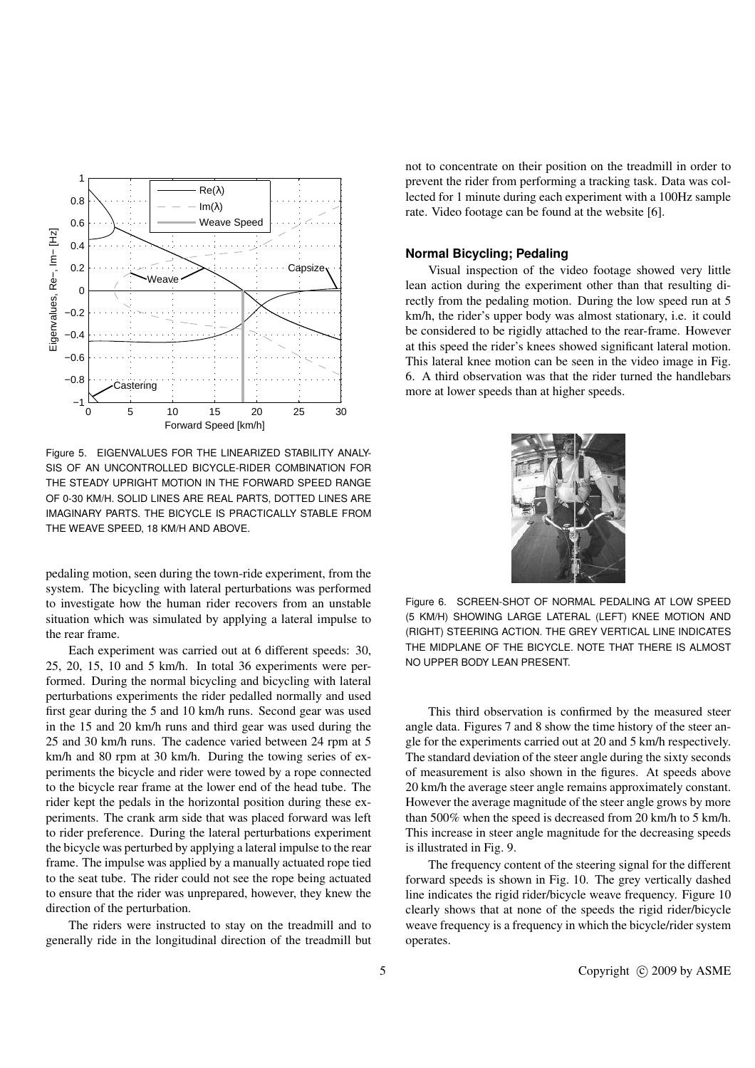Figure 5. EIGENVALUES FOR THE LINEARIZED STABILITY ANALYSIS OF AN UNCONTROLLED BICYCLE-RIDER COMBINATION FOR THE STEADY UPRIGHT MOTION IN THE FORWARD SPEED RANGE OF 0-30 KM/H. SOLID LINES ARE REAL PARTS, DOTTED LINES ARE IMAGINARY PARTS. THE BICYCLE IS PRACTICALLY STABLE FROM THE WEAVE SPEED, 18 KM/H AND ABOVE.

pedaling motion, seen during the town-ride experiment, from the system. The bicycling with lateral perturbations was performed to investigate how the human rider recovers from an unstable situation which was simulated by applying a lateral impulse to the rear frame.

Each experiment was carried out at 6 different speeds: 30, 25, 20, 15, 10 and 5 km/h. In total 36 experiments were performed. During the normal bicycling and bicycling with lateral perturbations experiments the rider pedalled normally and used first gear during the 5 and 10 km/h runs. Second gear was used in the 15 and 20 km/h runs and third gear was used during the 25 and 30 km/h runs. The cadence varied between 24 rpm at 5 km/h and 80 rpm at 30 km/h. During the towing series of experiments the bicycle and rider were towed by a rope connected to the bicycle rear frame at the lower end of the head tube. The rider kept the pedals in the horizontal position during these experiments. The crank arm side that was placed forward was left to rider preference. During the lateral perturbations experiment the bicycle was perturbed by applying a lateral impulse to the rear frame. The impulse was applied by a manually actuated rope tied to the seat tube. The rider could not see the rope being actuated to ensure that the rider was unprepared, however, they knew the direction of the perturbation.

The riders were instructed to stay on the treadmill and to generally ride in the longitudinal direction of the treadmill but not to concentrate on their position on the treadmill in order to prevent the rider from performing a tracking task. Data was collected for 1 minute during each experiment with a 100Hz sample rate. Video footage can be found at the website [6].

### Normal Bicycling; Pedaling

Visual inspection of the video footage showed very little lean action during the experiment other than that resulting directly from the pedaling motion. During the low speed run at 5 km/h, the rider's upper body was almost stationary, i.e. it could be considered to be rigidly attached to the rear-frame. However at this speed the rider's knees showed significant lateral motion. This lateral knee motion can be seen in the video image in Fig. 6. A third observation was that the rider turned the handlebars more at lower speeds than at higher speeds.

Figure 6. SCREEN-SHOT OF NORMAL PEDALING AT LOW SPEED (5 KM/H) SHOWING LARGE LATERAL (LEFT) KNEE MOTION AND (RIGHT) STEERING ACTION. THE GREY VERTICAL LINE INDICATES THE MIDPLANE OF THE BICYCLE. NOTE THAT THERE IS ALMOST NO UPPER BODY LEAN PRESENT.

This third observation is confirmed by the measured steer angle data. Figures 7 and 8 show the time history of the steer angle for the experiments carried out at 20 and 5 km/h respectively. The standard deviation of the steer angle during the sixty seconds of measurement is also shown in the figures. At speeds above 20 km/h the average steer angle remains approximately constant. However the average magnitude of the steer angle grows by more than 500% when the speed is decreased from 20 km/h to 5 km/h. This increase in steer angle magnitude for the decreasing speeds is illustrated in Fig. 9.

The frequency content of the steering signal for the different forward speeds is shown in Fig. 10. The grey vertically dashed line indicates the rigid rider/bicycle weave frequency. Figure 10 clearly shows that at none of the speeds the rigid rider/bicycle weave frequency is a frequency in which the bicycle/rider system operates.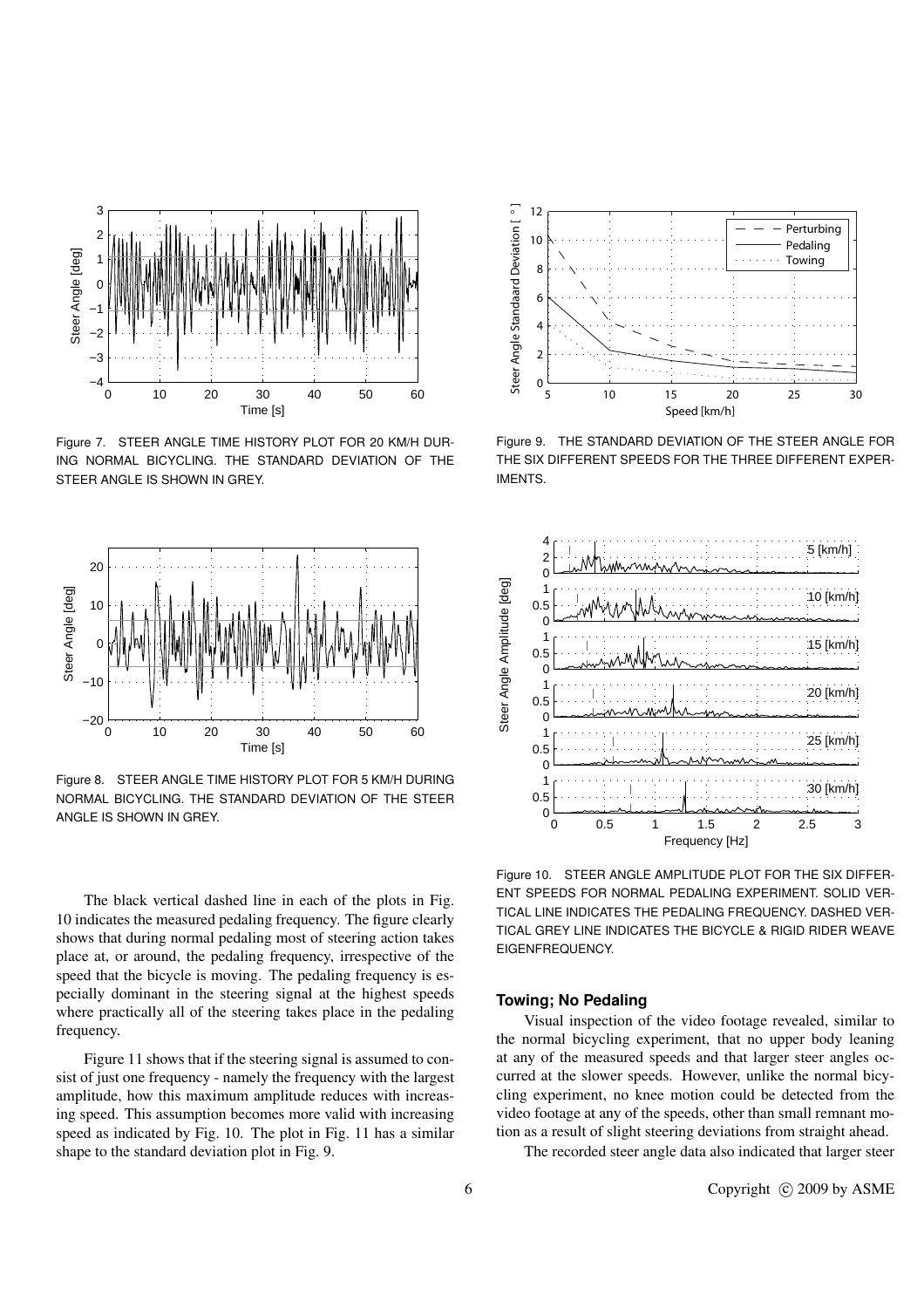Figure 7. STEER ANGLE TIME HISTORY PLOT FOR 20 KM/H DURING NORMAL BICYCLING. THE STANDARD DEVIATION OF THE STEER ANGLE IS SHOWN IN GREY.

Figure 8. STEER ANGLE TIME HISTORY PLOT FOR 5 KM/H DURING NORMAL BICYCLING. THE STANDARD DEVIATION OF THE STEER ANGLE IS SHOWN IN GREY.

The black vertical dashed line in each of the plots in Fig. 10 indicates the measured pedaling frequency. The figure clearly shows that during normal pedaling most of steering action takes place at, or around, the pedaling frequency, irrespective of the speed that the bicycle is moving. The pedaling frequency is especially dominant in the steering signal at the highest speeds where practically all of the steering takes place in the pedaling frequency.

Figure 11 shows that if the steering signal is assumed to consist of just one frequency - namely the frequency with the largest amplitude, how this maximum amplitude reduces with increasing speed. This assumption becomes more valid with increasing speed as indicated by Fig. 10. The plot in Fig. 11 has a similar shape to the standard deviation plot in Fig. 9.

Figure 9. THE STANDARD DEVIATION OF THE STEER ANGLE FOR THE SIX DIFFERENT SPEEDS FOR THE THREE DIFFERENT EXPERIMENTS.

Figure 10. STEER ANGLE AMPLITUDE PLOT FOR THE SIX DIFFERENT SPEEDS FOR NORMAL PEDALING EXPERIMENT. SOLID VERTICAL LINE INDICATES THE PEDALING FREQUENCY. DASHED VERTICAL GREY LINE INDICATES THE BICYCLE & RIGID RIDER WEAVE EIGENFREQUENCY.

### Towing; No Pedaling

Visual inspection of the video footage revealed, similar to the normal bicycling experiment, that no upper body leaning at any of the measured speeds and that larger steer angles occurred at the slower speeds. However, unlike the normal bicycling experiment, no knee motion could be detected from the video footage at any of the speeds, other than small remnant motion as a result of slight steering deviations from straight ahead.

The recorded steer angle data also indicated that larger steer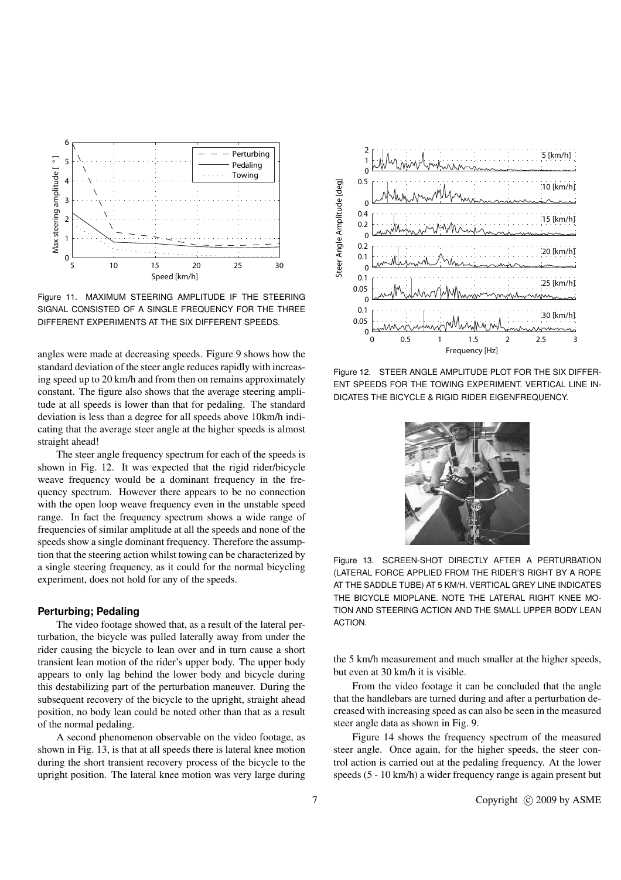Figure 11. MAXIMUM STEERING AMPLITUDE IF THE STEERING SIGNAL CONSISTED OF A SINGLE FREQUENCY FOR THE THREE DIFFERENT EXPERIMENTS AT THE SIX DIFFERENT SPEEDS.

angles were made at decreasing speeds. Figure 9 shows how the standard deviation of the steer angle reduces rapidly with increasing speed up to 20 km/h and from then on remains approximately constant. The figure also shows that the average steering amplitude at all speeds is lower than that for pedaling. The standard deviation is less than a degree for all speeds above 10km/h indicating that the average steer angle at the higher speeds is almost straight ahead!

The steer angle frequency spectrum for each of the speeds is shown in Fig. 12. It was expected that the rigid rider/bicycle weave frequency would be a dominant frequency in the frequency spectrum. However there appears to be no connection with the open loop weave frequency even in the unstable speed range. In fact the frequency spectrum shows a wide range of frequencies of similar amplitude at all the speeds and none of the speeds show a single dominant frequency. Therefore the assumption that the steering action whilst towing can be characterized by a single steering frequency, as it could for the normal bicycling experiment, does not hold for any of the speeds.

**Perturbing; Pedaling**

The video footage showed that, as a result of the lateral perturbation, the bicycle was pulled laterally away from under the rider causing the bicycle to lean over and in turn cause a short transient lean motion of the rider's upper body. The upper body appears to only lag behind the lower body and bicycle during this destabilizing part of the perturbation maneuver. During the subsequent recovery of the bicycle to the upright, straight ahead position, no body lean could be noted other than that as a result of the normal pedaling.

A second phenomenon observable on the video footage, as shown in Fig. 13, is that at all speeds there is lateral knee motion during the short transient recovery process of the bicycle to the upright position. The lateral knee motion was very large during the 5 km/h measurement and much smaller at the higher speeds, but even at 30 km/h it is visible.

From the video footage it can be concluded that the angle that the handlebars are turned during and after a perturbation decreased with increasing speed as can also be seen in the measured steer angle data as shown in Fig. 9.

Figure 14 shows the frequency spectrum of the measured steer angle. Once again, for the higher speeds, the steer control action is carried out at the pedaling frequency. At the lower speeds (5 - 10 km/h) a wider frequency range is again present but

Figure 12. STEER ANGLE AMPLITUDE PLOT FOR THE SIX DIFFERENT SPEEDS FOR THE TOWING EXPERIMENT. VERTICAL LINE INDICATES THE BICYCLE & RIGID RIDER EIGENFREQUENCY.

Figure 13. SCREEN-SHOT DIRECTLY AFTER A PERTURBATION (LATERAL FORCE APPLIED FROM THE RIDER'S RIGHT BY A ROPE AT THE SADDLE TUBE) AT 5 KM/H. VERTICAL GREY LINE INDICATES THE BICYCLE MIDPLANE. NOTE THE LATERAL RIGHT KNEE MOTION AND STEERING ACTION AND THE SMALL UPPER BODY LEAN ACTION.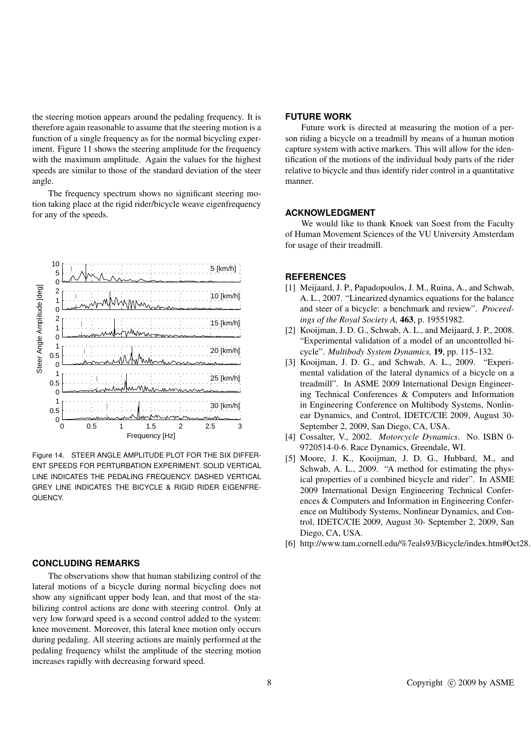the steering motion appears around the pedaling frequency. It is therefore again reasonable to assume that the steering motion is a function of a single frequency as for the normal bicycling experiment. Figure 11 shows the steering amplitude for the frequency with the maximum amplitude. Again the values for the highest speeds are similar to those of the standard deviation of the steer angle.

The frequency spectrum shows no significant steering motion taking place at the rigid rider/bicycle weave eigenfrequency for any of the speeds.

Steer Angle Amplitude [deg]
5 [km/h]
10 [km/h]
15 [km/h]
20 [km/h]
25 [km/h]
30 [km/h]
Frequency [Hz]
0 0.5 1 1.5 2 2.5 3

Figure 14. STEER ANGLE AMPLITUDE PLOT FOR THE SIX DIFFERENT SPEEDS FOR PERTURBATION EXPERIMENT. SOLID VERTICAL LINE INDICATES THE PEDALING FREQUENCY. DASHED VERTICAL GREY LINE INDICATES THE BICYCLE & RIGID RIDER EIGENFREQUENCY.

## CONCLUDING REMARKS

The observations show that human stabilizing control of the lateral motions of a bicycle during normal bicycling does not show any significant upper body lean, and that most of the stabilizing control actions are done with steering control. Only at very low forward speed is a second control added to the system: knee movement. Moreover, this lateral knee motion only occurs during pedaling. All steering actions are mainly performed at the pedaling frequency whilst the amplitude of the steering motion increases rapidly with decreasing forward speed.

## FUTURE WORK

Future work is directed at measuring the motion of a person riding a bicycle on a treadmill by means of a human motion capture system with active markers. This will allow for the identification of the motions of the individual body parts of the rider relative to bicycle and thus identify rider control in a quantitative manner.

## ACKNOWLEDGMENT

We would like to thank Knoek van Soest from the Faculty of Human Movement Sciences of the VU University Amsterdam for usage of their treadmill.

## REFERENCES

[1] Meijaard, J. P., Papadopoulos, J. M., Ruina, A., and Schwab, A. L., 2007. "Linearized dynamics equations for the balance and steer of a bicycle: a benchmark and review". *Proceedings of the Royal Society A,* **463**, p. 19551982.

[2] Kooijman, J. D. G., Schwab, A. L., and Meijaard, J. P., 2008. "Experimental validation of a model of an uncontrolled bicycle". *Multibody System Dynamics,* **19**, pp. 115–132.

[3] Kooijman, J. D. G., and Schwab, A. L., 2009. "Experimental validation of the lateral dynamics of a bicycle on a treadmill". In ASME 2009 International Design Engineering Technical Conferences & Computers and Information in Engineering Conference on Multibody Systems, Nonlinear Dynamics, and Control, IDETC/CIE 2009, August 30-September 2, 2009, San Diego, CA, USA.

[4] Cossalter, V., 2002. *Motorcycle Dynamics*. No. ISBN 0-9720514-0-6. Race Dynamics, Greendale, WI.

[5] Moore, J. K., Kooijman, J. D. G., Hubbard, M., and Schwab, A. L., 2009. "A method for estimating the physical properties of a combined bicycle and rider". In ASME 2009 International Design Engineering Technical Conferences & Computers and Information in Engineering Conference on Multibody Systems, Nonlinear Dynamics, and Control, IDETC/CIE 2009, August 30- September 2, 2009, San Diego, CA, USA.

[6] http://www.tam.cornell.edu/%7eals93/Bicycle/index.htm#Oct28.